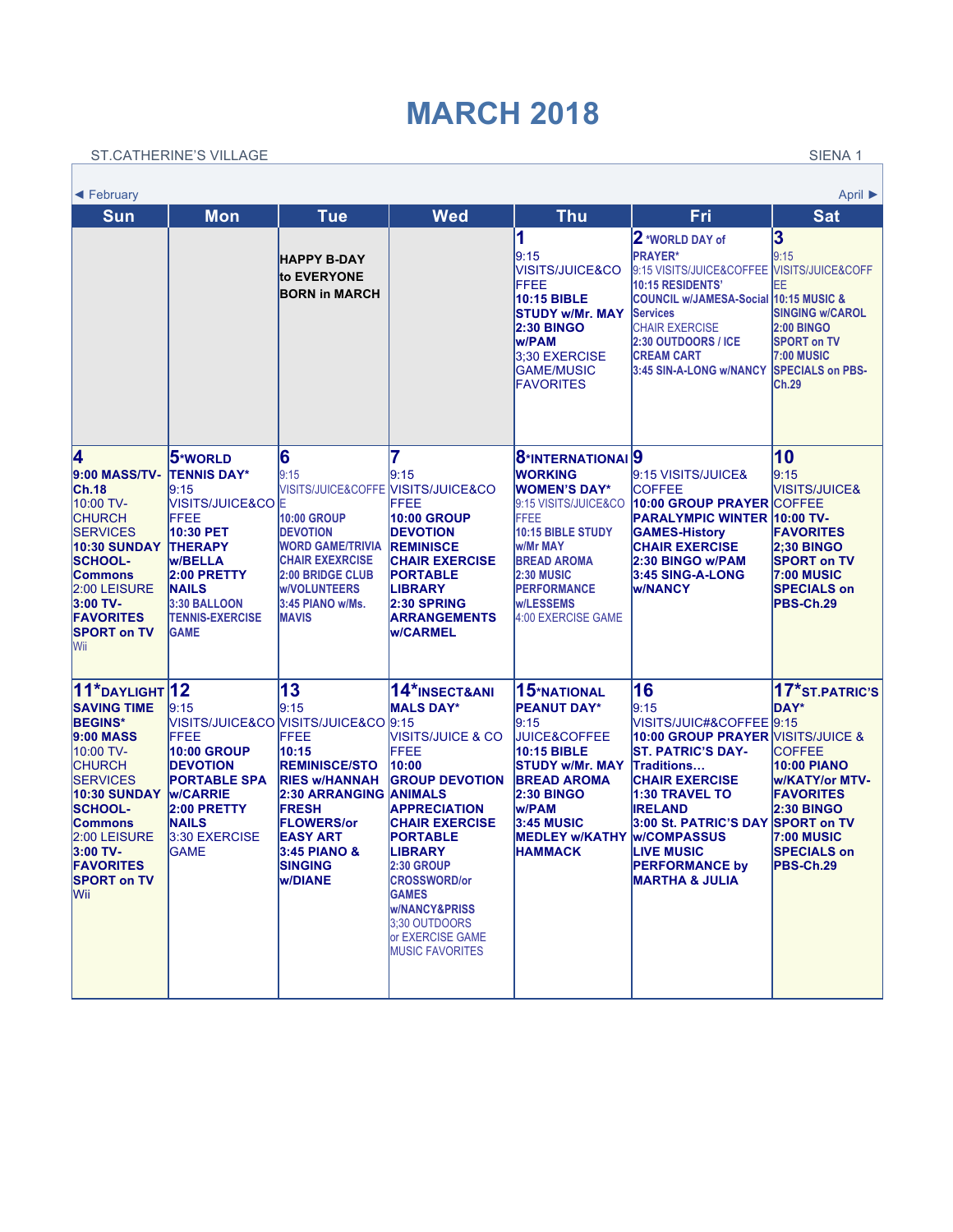# MARCH 2018

ST.CATHERINE'S VILLAGE — SIENA 1

◄ February | April ►

| Sun | Mon | Tue | Wed | Thu | Fri | Sat |
|---|---|---|---|---|---|---|
| | | **HAPPY B-DAY to EVERYONE BORN in MARCH** | | **1** 9:15 VISITS/JUICE&COFFEE **10:15 BIBLE STUDY w/Mr. MAY** **2:30 BINGO w/PAM** 3;30 EXERCISE GAME/MUSIC FAVORITES | **2** *WORLD DAY of PRAYER* 9:15 VISITS/JUICE&COFFEE 10:15 RESIDENTS' COUNCIL w/JAMESA-Social Services CHAIR EXERCISE 2:30 OUTDOORS / ICE CREAM CART 3:45 SIN-A-LONG w/NANCY | **3** 9:15 VISITS/JUICE&COFFEE 10:15 MUSIC & SINGING w/CAROL 2:00 BINGO SPORT on TV 7:00 MUSIC SPECIALS on PBS-Ch.29 |
| **4** **9:00 MASS/TV-Ch.18** 10:00 TV-CHURCH SERVICES **10:30 SUNDAY SCHOOL-Commons** 2:00 LEISURE **3:00 TV-FAVORITES** **SPORT on TV** Wii | **5** ***WORLD TENNIS DAY*** 9:15 VISITS/JUICE&COFFEE **10:30 PET THERAPY w/BELLA** **2:00 PRETTY NAILS** 3:30 BALLOON TENNIS-EXERCISE GAME | **6** 9:15 VISITS/JUICE&COFFEE 10:00 GROUP DEVOTION WORD GAME/TRIVIA CHAIR EXEXRCISE 2:00 BRIDGE CLUB w/VOLUNTEERS 3:45 PIANO w/Ms. MAVIS | **7** 9:15 VISITS/JUICE&COFFEE **10:00 GROUP REMINISCE** **CHAIR EXERCISE** **PORTABLE LIBRARY** **2:30 SPRING ARRANGEMENTS w/CARMEL** | **8** ***INTERNATIONAL WORKING WOMEN'S DAY*** 9:15 VISITS/JUICE&COFFEE 10:15 BIBLE STUDY w/Mr MAY BREAD AROMA 2:30 MUSIC PERFORMANCE w/LESSEMS 4:00 EXERCISE GAME | **9** 9:15 VISITS/JUICE& COFFEE **10:00 GROUP PRAYER** **PARALYMPIC WINTER GAMES-History** **CHAIR EXERCISE** **2:30 BINGO w/PAM** **3:45 SING-A-LONG w/NANCY** | **10** 9:15 VISITS/JUICE& COFFEE **10:00 TV-FAVORITES** **2;30 BINGO** **SPORT on TV** **7:00 MUSIC SPECIALS on PBS-Ch.29** |
| **11** ***DAYLIGHT SAVING TIME BEGINS*** **9:00 MASS** 10:00 TV-CHURCH SERVICES **10:30 SUNDAY SCHOOL-Commons** 2:00 LEISURE **3:00 TV-FAVORITES** **SPORT on TV** Wii | **12** 9:15 VISITS/JUICE&COFFEE **10:00 GROUP DEVOTION** **PORTABLE SPA w/CARRIE** **2:00 PRETTY NAILS** 3:30 EXERCISE GAME | **13** 9:15 VISITS/JUICE&COFFEE **10:15 REMINISCE/STORIES w/HANNAH** **2:30 ARRANGING FRESH FLOWERS/or EASY ART** **3:45 PIANO & SINGING w/DIANE** | **14** ***INSECT&ANIMALS DAY*** 9:15 VISITS/JUICE & COFFEE **10:00 GROUP DEVOTION** **ANIMALS APPRECIATION** **CHAIR EXERCISE** **PORTABLE LIBRARY** 2:30 GROUP CROSSWORD/or GAMES w/NANCY&PRISS 3;30 OUTDOORS or EXERCISE GAME MUSIC FAVORITES | **15** ***NATIONAL PEANUT DAY*** 9:15 JUICE&COFFEE **10:15 BIBLE STUDY w/Mr. MAY** **BREAD AROMA** **2:30 BINGO w/PAM** **3:45 MUSIC MEDLEY w/KATHY HAMMACK** | **16** 9:15 VISITS/JUIC#&COFFEE **10:00 GROUP PRAYER** **ST. PATRIC'S DAY-Traditions…** **CHAIR EXERCISE** **1:30 TRAVEL TO IRELAND** **3:00 St. PATRIC'S DAY w/COMPASSUS** **LIVE MUSIC PERFORMANCE by MARTHA & JULIA** | **17** ***ST.PATRIC'S DAY*** 9:15 VISITS/JUICE & COFFEE **10:00 PIANO w/KATY/or MTV-FAVORITES** **2:30 BINGO** **SPORT on TV** **7:00 MUSIC SPECIALS on PBS-Ch.29** |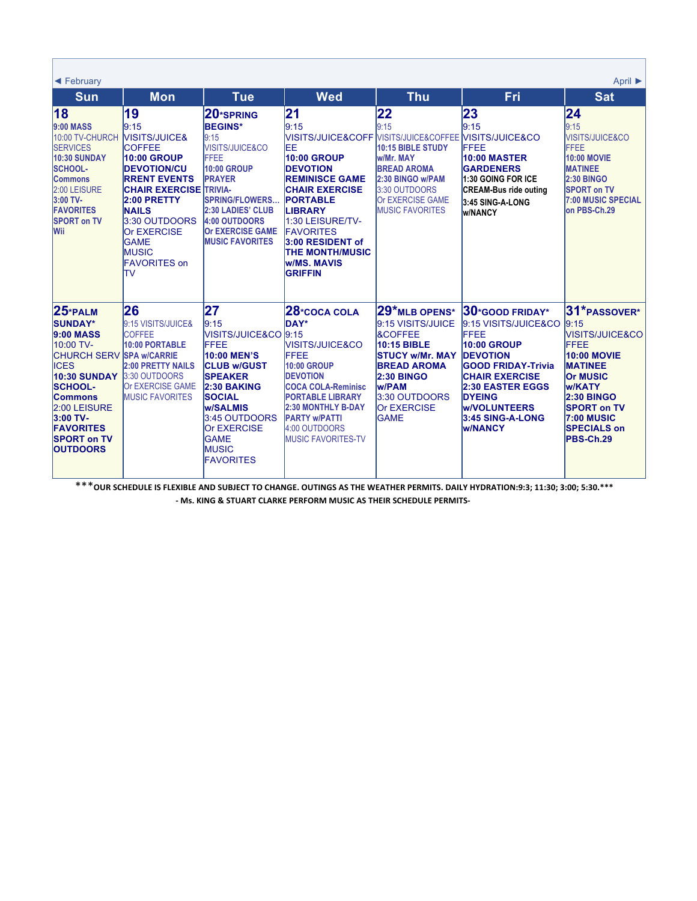◄ February | April ►

| Sun | Mon | Tue | Wed | Thu | Fri | Sat |
|---|---|---|---|---|---|---|
| **18** **9:00 MASS** 10:00 TV-CHURCH SERVICES **10:30 SUNDAY SCHOOL-Commons** 2:00 LEISURE **3:00 TV-FAVORITES** **SPORT on TV Wii** | **19** 9:15 VISITS/JUICE& COFFEE **10:00 GROUP DEVOTION/CURRENT EVENTS** **CHAIR EXERCISE** **2:00 PRETTY NAILS** 3:30 OUTDOORS Or EXERCISE GAME MUSIC FAVORITES on TV | **20*SPRING BEGINS*** 9:15 VISITS/JUICE&COFFEE **10:00 GROUP PRAYER** **TRIVIA-SPRING/FLOWERS…** **2:30 LADIES' CLUB** **4:00 OUTDOORS Or EXERCISE GAME** **MUSIC FAVORITES** | **21** 9:15 VISITS/JUICE&COFFEE **10:00 GROUP DEVOTION** **REMINISCE GAME** **CHAIR EXERCISE** **PORTABLE LIBRARY** 1:30 LEISURE/TV-FAVORITES **3:00 RESIDENT of THE MONTH/MUSIC w/MS. MAVIS GRIFFIN** | **22** 9:15 VISITS/JUICE&COFFEE **10:15 BIBLE STUDY w/Mr. MAY** **BREAD AROMA** **2:30 BINGO w/PAM** 3:30 OUTDOORS Or EXERCISE GAME MUSIC FAVORITES | **23** 9:15 VISITS/JUICE&COFFEE **10:00 MASTER GARDENERS** **1:30 GOING FOR ICE CREAM-Bus ride outing** **3:45 SING-A-LONG w/NANCY** | **24** 9:15 VISITS/JUICE&COFFEE **10:00 MOVIE MATINEE** **2:30 BINGO** **SPORT on TV** **7:00 MUSIC SPECIAL on PBS-Ch.29** |
| **25*PALM SUNDAY*** **9:00 MASS** 10:00 TV-CHURCH SERVICES **10:30 SUNDAY SCHOOL-Commons** 2:00 LEISURE **3:00 TV-FAVORITES** **SPORT on TV** **OUTDOORS** | **26** 9:15 VISITS/JUICE& COFFEE **10:00 PORTABLE SPA w/CARRIE** **2:00 PRETTY NAILS** 3:30 OUTDOORS Or EXERCISE GAME MUSIC FAVORITES | **27** 9:15 VISITS/JUICE&COFFEE **10:00 MEN'S CLUB w/GUST SPEAKER** **2:30 BAKING SOCIAL w/SALMIS** 3:45 OUTDOORS Or EXERCISE GAME MUSIC FAVORITES | **28*COCA COLA DAY*** 9:15 VISITS/JUICE&COFFEE **10:00 GROUP DEVOTION** **COCA COLA-Reminisc** **PORTABLE LIBRARY** **2:30 MONTHLY B-DAY PARTY w/PATTI** 4:00 OUTDOORS MUSIC FAVORITES-TV | **29*MLB OPENS*** 9:15 VISITS/JUICE &COFFEE **10:15 BIBLE STUCY w/Mr. MAY** **BREAD AROMA** **2:30 BINGO w/PAM** 3:30 OUTDOORS Or EXERCISE GAME | **30*GOOD FRIDAY*** 9:15 VISITS/JUICE&COFFEE **10:00 GROUP DEVOTION** **GOOD FRIDAY-Trivia** **CHAIR EXERCISE** **2:30 EASTER EGGS DYEING w/VOLUNTEERS** **3:45 SING-A-LONG w/NANCY** | **31*PASSOVER*** 9:15 VISITS/JUICE&COFFEE **10:00 MOVIE MATINEE Or MUSIC w/KATY** **2:30 BINGO** **SPORT on TV** **7:00 MUSIC SPECIALS on PBS-Ch.29** |

**\*\*\*OUR SCHEDULE IS FLEXIBLE AND SUBJECT TO CHANGE. OUTINGS AS THE WEATHER PERMITS. DAILY HYDRATION:9:3; 11:30; 3:00; 5:30.\*\*\***

**- Ms. KING & STUART CLARKE PERFORM MUSIC AS THEIR SCHEDULE PERMITS-**